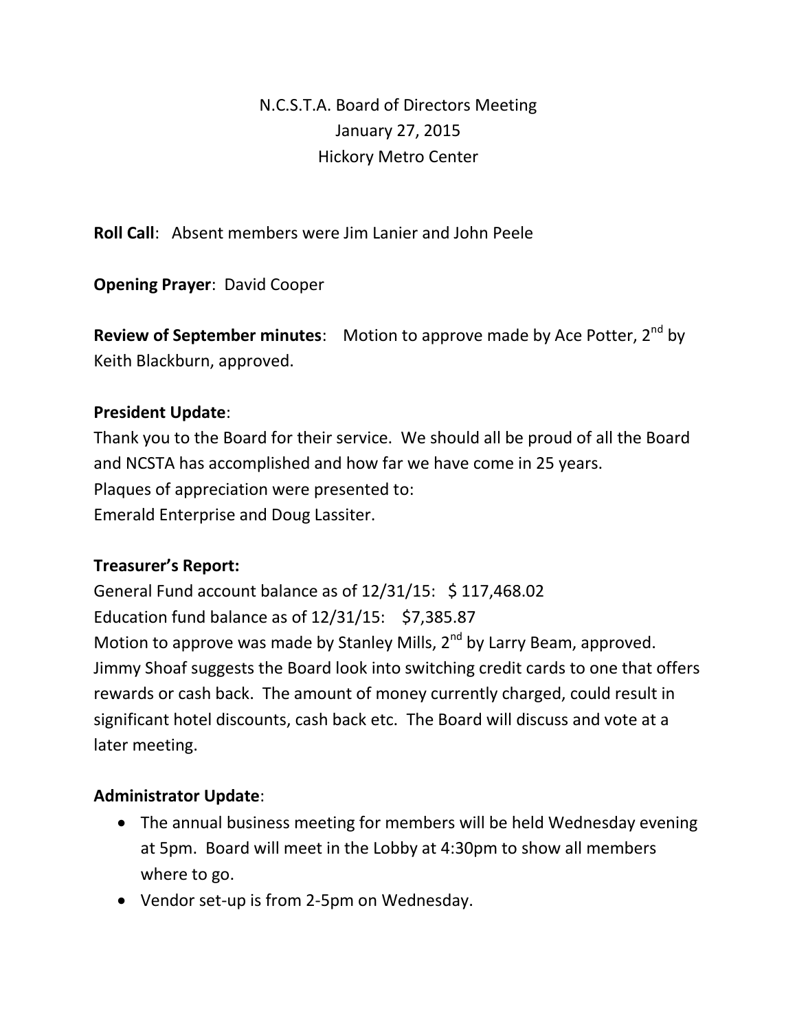# N.C.S.T.A. Board of Directors Meeting
January 27, 2015
Hickory Metro Center

**Roll Call**: Absent members were Jim Lanier and John Peele

**Opening Prayer**: David Cooper

**Review of September minutes**: Motion to approve made by Ace Potter, 2nd by Keith Blackburn, approved.

**President Update**:
Thank you to the Board for their service. We should all be proud of all the Board and NCSTA has accomplished and how far we have come in 25 years.
Plaques of appreciation were presented to:
Emerald Enterprise and Doug Lassiter.

**Treasurer's Report:**
General Fund account balance as of 12/31/15: $ 117,468.02
Education fund balance as of 12/31/15: $7,385.87
Motion to approve was made by Stanley Mills, 2nd by Larry Beam, approved.
Jimmy Shoaf suggests the Board look into switching credit cards to one that offers rewards or cash back. The amount of money currently charged, could result in significant hotel discounts, cash back etc. The Board will discuss and vote at a later meeting.

**Administrator Update**:

- The annual business meeting for members will be held Wednesday evening at 5pm. Board will meet in the Lobby at 4:30pm to show all members where to go.
- Vendor set-up is from 2-5pm on Wednesday.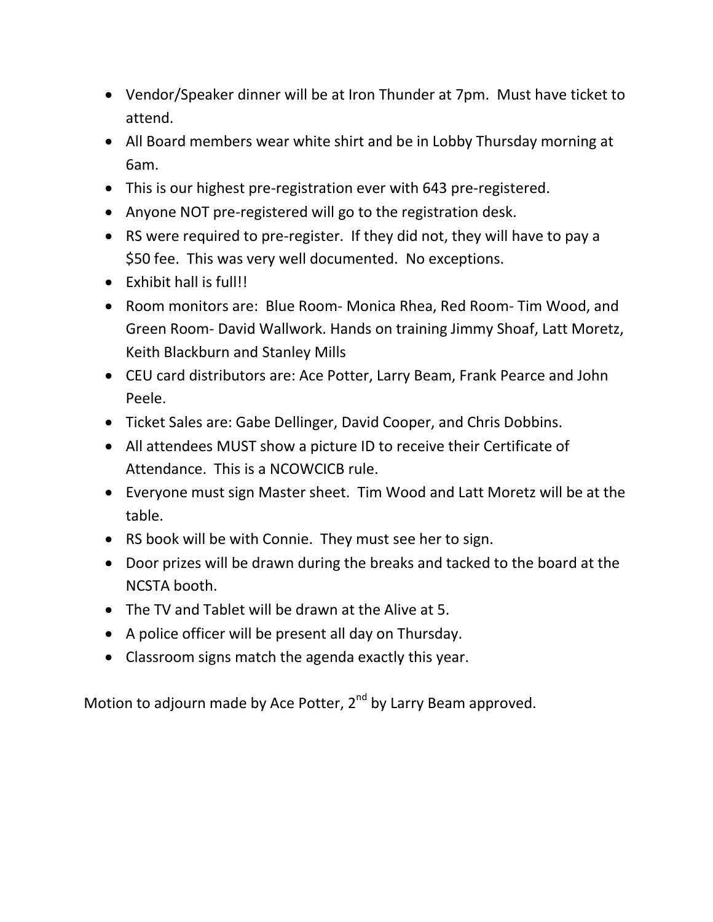- Vendor/Speaker dinner will be at Iron Thunder at 7pm. Must have ticket to attend.
- All Board members wear white shirt and be in Lobby Thursday morning at 6am.
- This is our highest pre-registration ever with 643 pre-registered.
- Anyone NOT pre-registered will go to the registration desk.
- RS were required to pre-register. If they did not, they will have to pay a $50 fee. This was very well documented. No exceptions.
- Exhibit hall is full!!
- Room monitors are: Blue Room- Monica Rhea, Red Room- Tim Wood, and Green Room- David Wallwork. Hands on training Jimmy Shoaf, Latt Moretz, Keith Blackburn and Stanley Mills
- CEU card distributors are: Ace Potter, Larry Beam, Frank Pearce and John Peele.
- Ticket Sales are: Gabe Dellinger, David Cooper, and Chris Dobbins.
- All attendees MUST show a picture ID to receive their Certificate of Attendance. This is a NCOWCICB rule.
- Everyone must sign Master sheet. Tim Wood and Latt Moretz will be at the table.
- RS book will be with Connie. They must see her to sign.
- Door prizes will be drawn during the breaks and tacked to the board at the NCSTA booth.
- The TV and Tablet will be drawn at the Alive at 5.
- A police officer will be present all day on Thursday.
- Classroom signs match the agenda exactly this year.

Motion to adjourn made by Ace Potter, 2nd by Larry Beam approved.